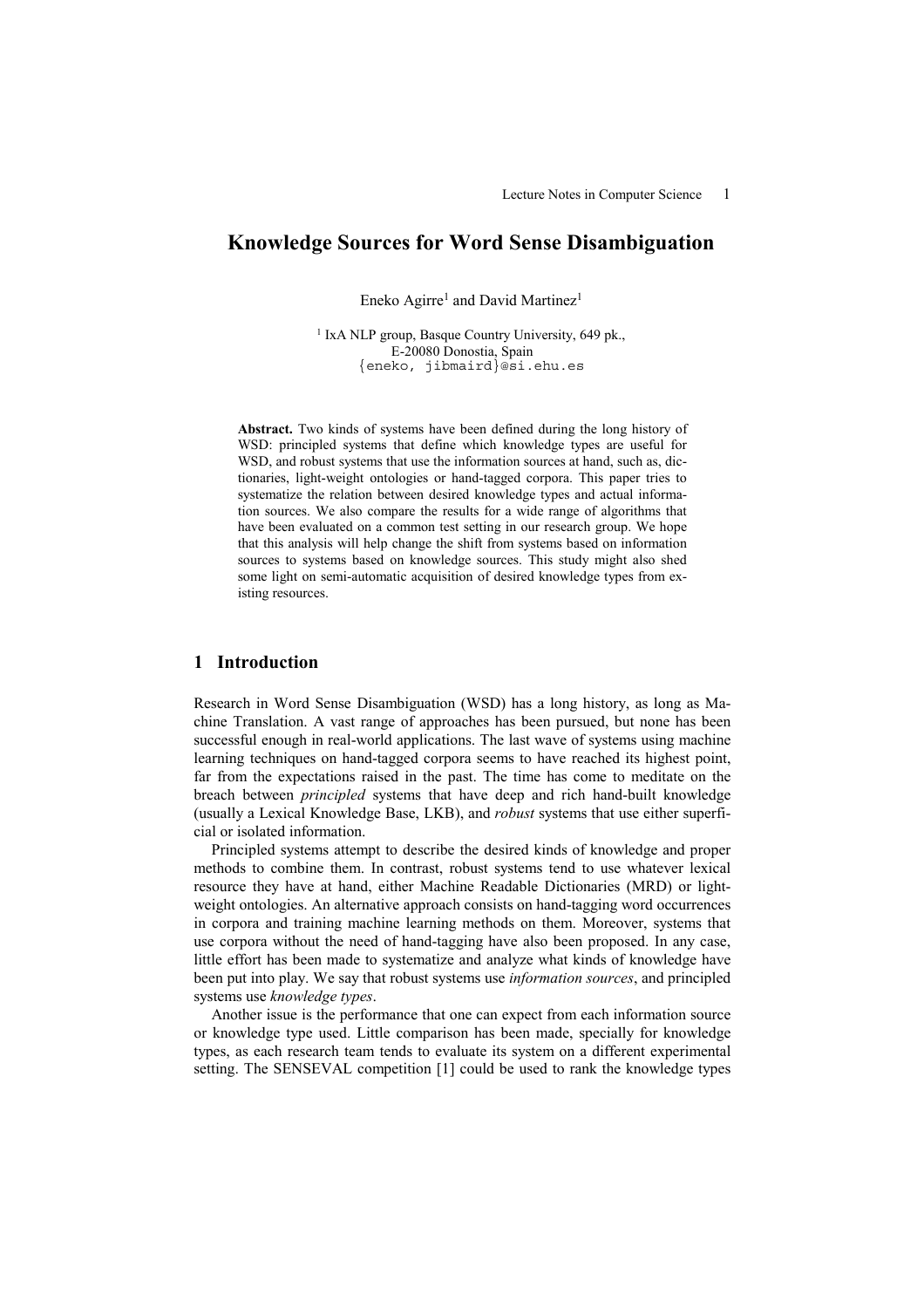# Knowledge Sources for Word Sense Disambiguation

Eneko Agirre[1] and David Martinez[1]

[1] IxA NLP group, Basque Country University, 649 pk.,
E-20080 Donostia, Spain
{eneko, jibmaird}@si.ehu.es

**Abstract.** Two kinds of systems have been defined during the long history of WSD: principled systems that define which knowledge types are useful for WSD, and robust systems that use the information sources at hand, such as, dictionaries, light-weight ontologies or hand-tagged corpora. This paper tries to systematize the relation between desired knowledge types and actual information sources. We also compare the results for a wide range of algorithms that have been evaluated on a common test setting in our research group. We hope that this analysis will help change the shift from systems based on information sources to systems based on knowledge sources. This study might also shed some light on semi-automatic acquisition of desired knowledge types from existing resources.

## 1 Introduction

Research in Word Sense Disambiguation (WSD) has a long history, as long as Machine Translation. A vast range of approaches has been pursued, but none has been successful enough in real-world applications. The last wave of systems using machine learning techniques on hand-tagged corpora seems to have reached its highest point, far from the expectations raised in the past. The time has come to meditate on the breach between *principled* systems that have deep and rich hand-built knowledge (usually a Lexical Knowledge Base, LKB), and *robust* systems that use either superficial or isolated information.

Principled systems attempt to describe the desired kinds of knowledge and proper methods to combine them. In contrast, robust systems tend to use whatever lexical resource they have at hand, either Machine Readable Dictionaries (MRD) or light-weight ontologies. An alternative approach consists on hand-tagging word occurrences in corpora and training machine learning methods on them. Moreover, systems that use corpora without the need of hand-tagging have also been proposed. In any case, little effort has been made to systematize and analyze what kinds of knowledge have been put into play. We say that robust systems use *information sources*, and principled systems use *knowledge types*.

Another issue is the performance that one can expect from each information source or knowledge type used. Little comparison has been made, specially for knowledge types, as each research team tends to evaluate its system on a different experimental setting. The SENSEVAL competition [1] could be used to rank the knowledge types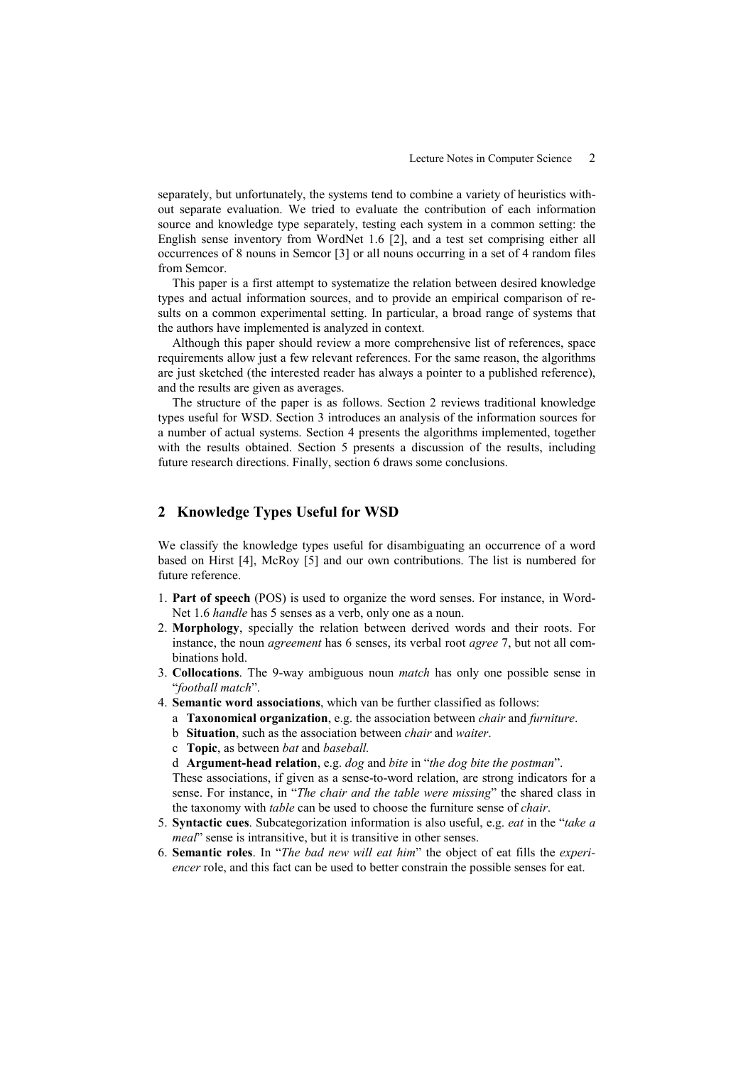separately, but unfortunately, the systems tend to combine a variety of heuristics without separate evaluation. We tried to evaluate the contribution of each information source and knowledge type separately, testing each system in a common setting: the English sense inventory from WordNet 1.6 [2], and a test set comprising either all occurrences of 8 nouns in Semcor [3] or all nouns occurring in a set of 4 random files from Semcor.

This paper is a first attempt to systematize the relation between desired knowledge types and actual information sources, and to provide an empirical comparison of results on a common experimental setting. In particular, a broad range of systems that the authors have implemented is analyzed in context.

Although this paper should review a more comprehensive list of references, space requirements allow just a few relevant references. For the same reason, the algorithms are just sketched (the interested reader has always a pointer to a published reference), and the results are given as averages.

The structure of the paper is as follows. Section 2 reviews traditional knowledge types useful for WSD. Section 3 introduces an analysis of the information sources for a number of actual systems. Section 4 presents the algorithms implemented, together with the results obtained. Section 5 presents a discussion of the results, including future research directions. Finally, section 6 draws some conclusions.

## 2 Knowledge Types Useful for WSD

We classify the knowledge types useful for disambiguating an occurrence of a word based on Hirst [4], McRoy [5] and our own contributions. The list is numbered for future reference.

1. **Part of speech** (POS) is used to organize the word senses. For instance, in WordNet 1.6 *handle* has 5 senses as a verb, only one as a noun.
2. **Morphology**, specially the relation between derived words and their roots. For instance, the noun *agreement* has 6 senses, its verbal root *agree* 7, but not all combinations hold.
3. **Collocations**. The 9-way ambiguous noun *match* has only one possible sense in "*football match*".
4. **Semantic word associations**, which van be further classified as follows:
   a **Taxonomical organization**, e.g. the association between *chair* and *furniture*.
   b **Situation**, such as the association between *chair* and *waiter*.
   c **Topic**, as between *bat* and *baseball.*
   d **Argument-head relation**, e.g. *dog* and *bite* in "*the dog bite the postman*".
   
   These associations, if given as a sense-to-word relation, are strong indicators for a sense. For instance, in "*The chair and the table were missing*" the shared class in the taxonomy with *table* can be used to choose the furniture sense of *chair*.
5. **Syntactic cues**. Subcategorization information is also useful, e.g. *eat* in the "*take a meal*" sense is intransitive, but it is transitive in other senses.
6. **Semantic roles**. In "*The bad new will eat him*" the object of eat fills the *experiencer* role, and this fact can be used to better constrain the possible senses for eat.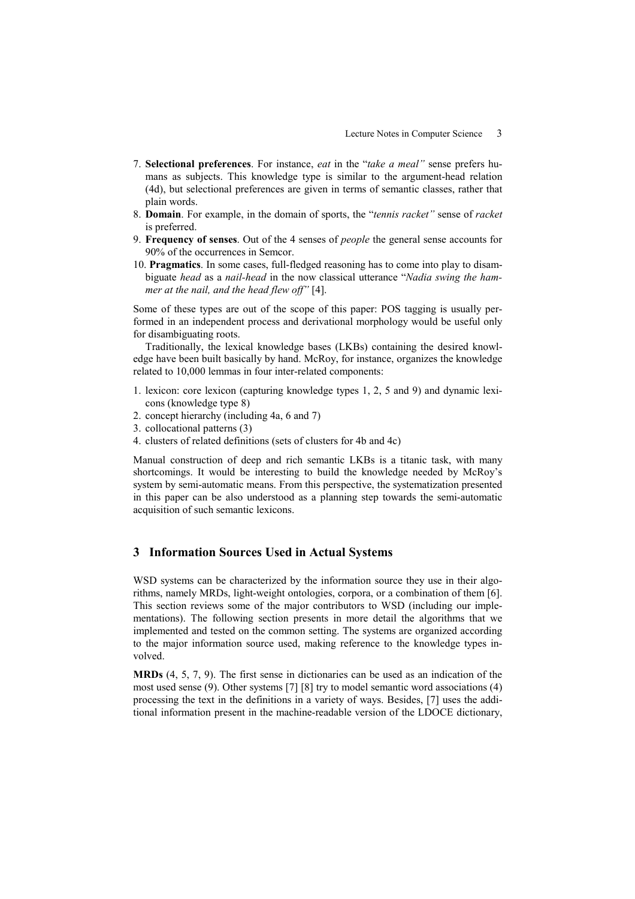7. **Selectional preferences**. For instance, *eat* in the "*take a meal"* sense prefers humans as subjects. This knowledge type is similar to the argument-head relation (4d), but selectional preferences are given in terms of semantic classes, rather that plain words.
8. **Domain**. For example, in the domain of sports, the "*tennis racket"* sense of *racket* is preferred.
9. **Frequency of senses**. Out of the 4 senses of *people* the general sense accounts for 90% of the occurrences in Semcor.
10. **Pragmatics**. In some cases, full-fledged reasoning has to come into play to disambiguate *head* as a *nail-head* in the now classical utterance "*Nadia swing the hammer at the nail, and the head flew off"* [4].

Some of these types are out of the scope of this paper: POS tagging is usually performed in an independent process and derivational morphology would be useful only for disambiguating roots.

Traditionally, the lexical knowledge bases (LKBs) containing the desired knowledge have been built basically by hand. McRoy, for instance, organizes the knowledge related to 10,000 lemmas in four inter-related components:

1. lexicon: core lexicon (capturing knowledge types 1, 2, 5 and 9) and dynamic lexicons (knowledge type 8)
2. concept hierarchy (including 4a, 6 and 7)
3. collocational patterns (3)
4. clusters of related definitions (sets of clusters for 4b and 4c)

Manual construction of deep and rich semantic LKBs is a titanic task, with many shortcomings. It would be interesting to build the knowledge needed by McRoy's system by semi-automatic means. From this perspective, the systematization presented in this paper can be also understood as a planning step towards the semi-automatic acquisition of such semantic lexicons.

## 3 Information Sources Used in Actual Systems

WSD systems can be characterized by the information source they use in their algorithms, namely MRDs, light-weight ontologies, corpora, or a combination of them [6]. This section reviews some of the major contributors to WSD (including our implementations). The following section presents in more detail the algorithms that we implemented and tested on the common setting. The systems are organized according to the major information source used, making reference to the knowledge types involved.

**MRDs** (4, 5, 7, 9). The first sense in dictionaries can be used as an indication of the most used sense (9). Other systems [7] [8] try to model semantic word associations (4) processing the text in the definitions in a variety of ways. Besides, [7] uses the additional information present in the machine-readable version of the LDOCE dictionary,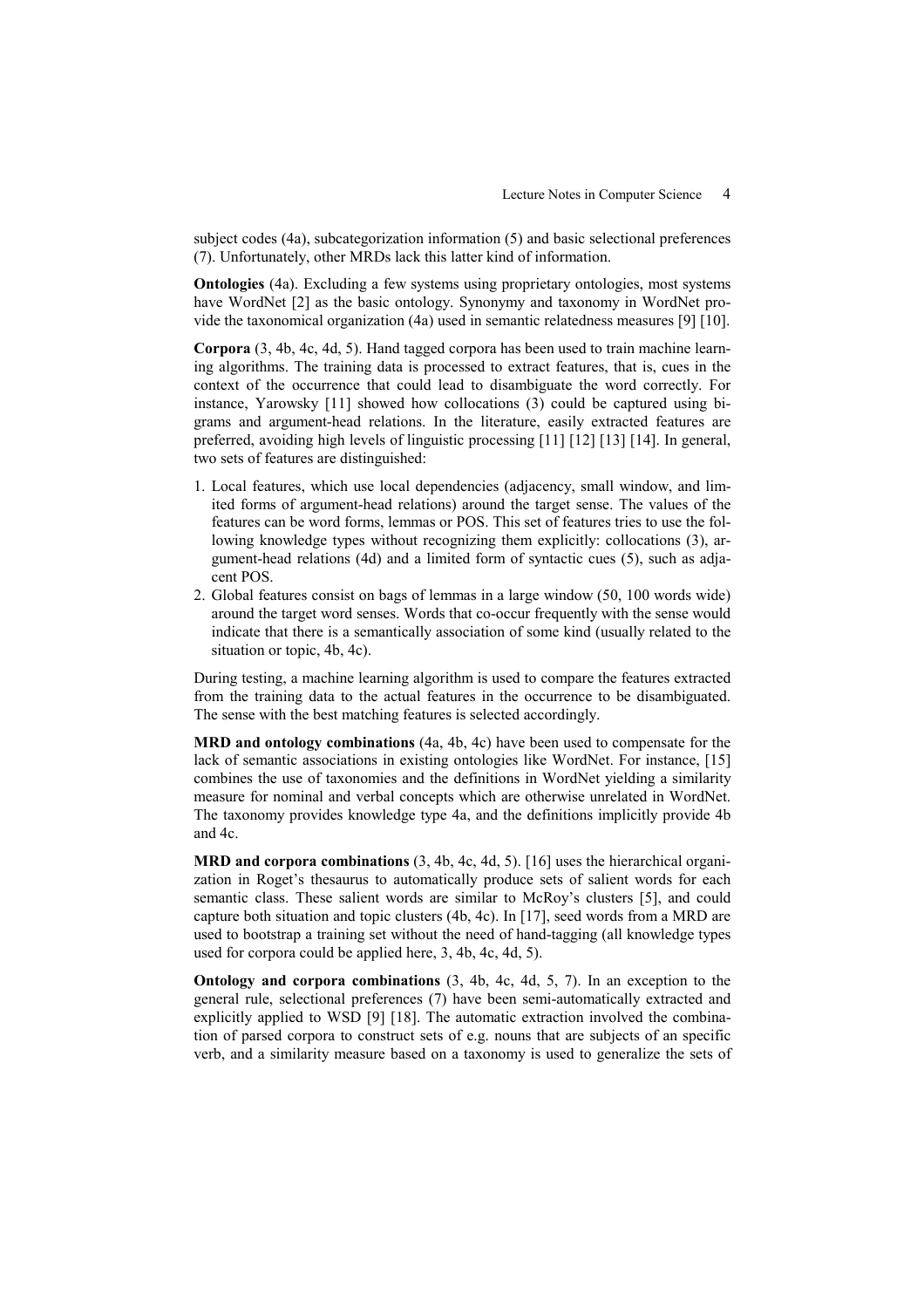subject codes (4a), subcategorization information (5) and basic selectional preferences (7). Unfortunately, other MRDs lack this latter kind of information.

**Ontologies** (4a). Excluding a few systems using proprietary ontologies, most systems have WordNet [2] as the basic ontology. Synonymy and taxonomy in WordNet provide the taxonomical organization (4a) used in semantic relatedness measures [9] [10].

**Corpora** (3, 4b, 4c, 4d, 5). Hand tagged corpora has been used to train machine learning algorithms. The training data is processed to extract features, that is, cues in the context of the occurrence that could lead to disambiguate the word correctly. For instance, Yarowsky [11] showed how collocations (3) could be captured using bigrams and argument-head relations. In the literature, easily extracted features are preferred, avoiding high levels of linguistic processing [11] [12] [13] [14]. In general, two sets of features are distinguished:

1. Local features, which use local dependencies (adjacency, small window, and limited forms of argument-head relations) around the target sense. The values of the features can be word forms, lemmas or POS. This set of features tries to use the following knowledge types without recognizing them explicitly: collocations (3), argument-head relations (4d) and a limited form of syntactic cues (5), such as adjacent POS.
2. Global features consist on bags of lemmas in a large window (50, 100 words wide) around the target word senses. Words that co-occur frequently with the sense would indicate that there is a semantically association of some kind (usually related to the situation or topic, 4b, 4c).

During testing, a machine learning algorithm is used to compare the features extracted from the training data to the actual features in the occurrence to be disambiguated. The sense with the best matching features is selected accordingly.

**MRD and ontology combinations** (4a, 4b, 4c) have been used to compensate for the lack of semantic associations in existing ontologies like WordNet. For instance, [15] combines the use of taxonomies and the definitions in WordNet yielding a similarity measure for nominal and verbal concepts which are otherwise unrelated in WordNet. The taxonomy provides knowledge type 4a, and the definitions implicitly provide 4b and 4c.

**MRD and corpora combinations** (3, 4b, 4c, 4d, 5). [16] uses the hierarchical organization in Roget's thesaurus to automatically produce sets of salient words for each semantic class. These salient words are similar to McRoy's clusters [5], and could capture both situation and topic clusters (4b, 4c). In [17], seed words from a MRD are used to bootstrap a training set without the need of hand-tagging (all knowledge types used for corpora could be applied here, 3, 4b, 4c, 4d, 5).

**Ontology and corpora combinations** (3, 4b, 4c, 4d, 5, 7). In an exception to the general rule, selectional preferences (7) have been semi-automatically extracted and explicitly applied to WSD [9] [18]. The automatic extraction involved the combination of parsed corpora to construct sets of e.g. nouns that are subjects of an specific verb, and a similarity measure based on a taxonomy is used to generalize the sets of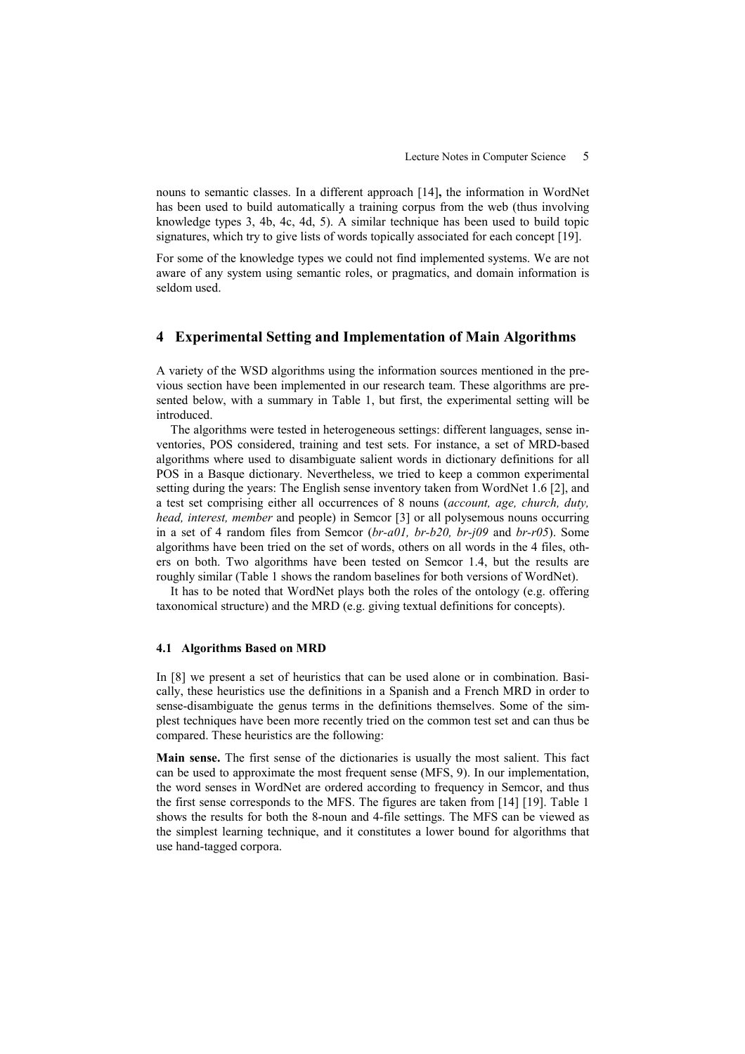nouns to semantic classes. In a different approach [14]**,** the information in WordNet has been used to build automatically a training corpus from the web (thus involving knowledge types 3, 4b, 4c, 4d, 5). A similar technique has been used to build topic signatures, which try to give lists of words topically associated for each concept [19].

For some of the knowledge types we could not find implemented systems. We are not aware of any system using semantic roles, or pragmatics, and domain information is seldom used.

## 4 Experimental Setting and Implementation of Main Algorithms

A variety of the WSD algorithms using the information sources mentioned in the previous section have been implemented in our research team. These algorithms are presented below, with a summary in Table 1, but first, the experimental setting will be introduced.

The algorithms were tested in heterogeneous settings: different languages, sense inventories, POS considered, training and test sets. For instance, a set of MRD-based algorithms where used to disambiguate salient words in dictionary definitions for all POS in a Basque dictionary. Nevertheless, we tried to keep a common experimental setting during the years: The English sense inventory taken from WordNet 1.6 [2], and a test set comprising either all occurrences of 8 nouns (*account, age, church, duty, head, interest, member* and people) in Semcor [3] or all polysemous nouns occurring in a set of 4 random files from Semcor (*br-a01, br-b20, br-j09* and *br-r05*). Some algorithms have been tried on the set of words, others on all words in the 4 files, others on both. Two algorithms have been tested on Semcor 1.4, but the results are roughly similar (Table 1 shows the random baselines for both versions of WordNet).

It has to be noted that WordNet plays both the roles of the ontology (e.g. offering taxonomical structure) and the MRD (e.g. giving textual definitions for concepts).

### 4.1 Algorithms Based on MRD

In [8] we present a set of heuristics that can be used alone or in combination. Basically, these heuristics use the definitions in a Spanish and a French MRD in order to sense-disambiguate the genus terms in the definitions themselves. Some of the simplest techniques have been more recently tried on the common test set and can thus be compared. These heuristics are the following:

**Main sense.** The first sense of the dictionaries is usually the most salient. This fact can be used to approximate the most frequent sense (MFS, 9). In our implementation, the word senses in WordNet are ordered according to frequency in Semcor, and thus the first sense corresponds to the MFS. The figures are taken from [14] [19]. Table 1 shows the results for both the 8-noun and 4-file settings. The MFS can be viewed as the simplest learning technique, and it constitutes a lower bound for algorithms that use hand-tagged corpora.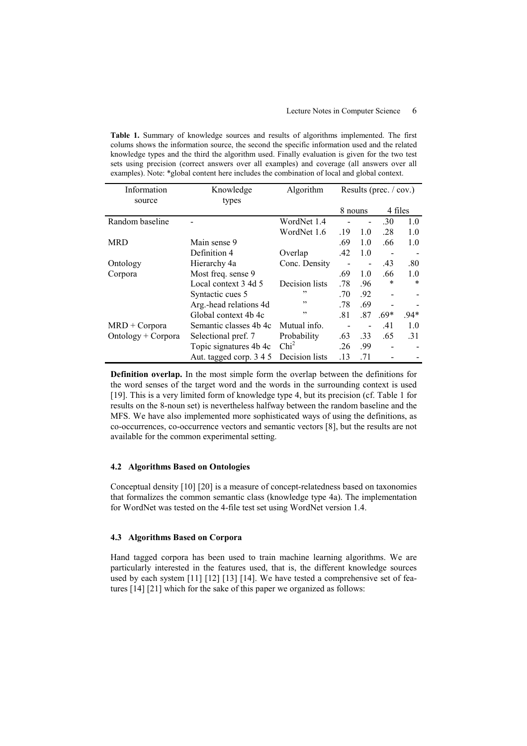**Table 1.** Summary of knowledge sources and results of algorithms implemented. The first colums shows the information source, the second the specific information used and the related knowledge types and the third the algorithm used. Finally evaluation is given for the two test sets using precision (correct answers over all examples) and coverage (all answers over all examples). Note: *global content here includes the combination of local and global context.

| Information source | Knowledge types | Algorithm | Results (prec. / cov.) | | | |
|---|---|---|---|---|---|---|
| | | | 8 nouns | | 4 files | |
| Random baseline | - | WordNet 1.4 | - | - | .30 | 1.0 |
| | | WordNet 1.6 | .19 | 1.0 | .28 | 1.0 |
| MRD | Main sense 9 | | .69 | 1.0 | .66 | 1.0 |
| | Definition 4 | Overlap | .42 | 1.0 | - | - |
| Ontology | Hierarchy 4a | Conc. Density | - | - | .43 | .80 |
| Corpora | Most freq. sense 9 | | .69 | 1.0 | .66 | 1.0 |
| | Local context 3 4d 5 | Decision lists | .78 | .96 | * | * |
| | Syntactic cues 5 | " | .70 | .92 | - | - |
| | Arg.-head relations 4d | " | .78 | .69 | - | - |
| | Global context 4b 4c | " | .81 | .87 | .69* | .94* |
| MRD + Corpora | Semantic classes 4b 4c | Mutual info. | - | - | .41 | 1.0 |
| Ontology + Corpora | Selectional pref. 7 | Probability | .63 | .33 | .65 | .31 |
| | Topic signatures 4b 4c | $Chi^2$ | .26 | .99 | - | - |
| | Aut. tagged corp. 3 4 5 | Decision lists | .13 | .71 | - | - |

**Definition overlap.** In the most simple form the overlap between the definitions for the word senses of the target word and the words in the surrounding context is used [19]. This is a very limited form of knowledge type 4, but its precision (cf. Table 1 for results on the 8-noun set) is nevertheless halfway between the random baseline and the MFS. We have also implemented more sophisticated ways of using the definitions, as co-occurrences, co-occurrence vectors and semantic vectors [8], but the results are not available for the common experimental setting.

### 4.2 Algorithms Based on Ontologies

Conceptual density [10] [20] is a measure of concept-relatedness based on taxonomies that formalizes the common semantic class (knowledge type 4a). The implementation for WordNet was tested on the 4-file test set using WordNet version 1.4.

### 4.3 Algorithms Based on Corpora

Hand tagged corpora has been used to train machine learning algorithms. We are particularly interested in the features used, that is, the different knowledge sources used by each system [11] [12] [13] [14]. We have tested a comprehensive set of features [14] [21] which for the sake of this paper we organized as follows: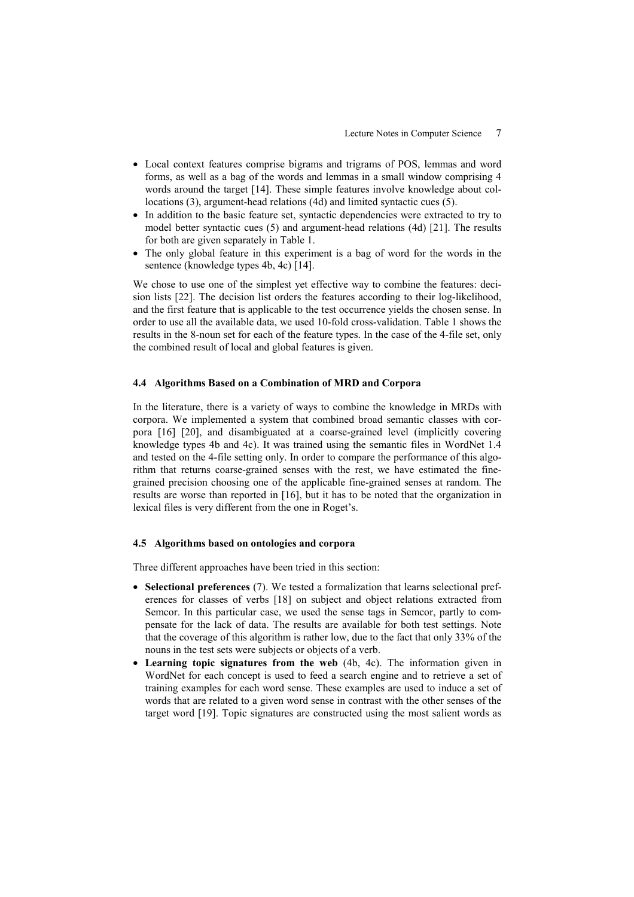- Local context features comprise bigrams and trigrams of POS, lemmas and word forms, as well as a bag of the words and lemmas in a small window comprising 4 words around the target [14]. These simple features involve knowledge about collocations (3), argument-head relations (4d) and limited syntactic cues (5).
- In addition to the basic feature set, syntactic dependencies were extracted to try to model better syntactic cues (5) and argument-head relations (4d) [21]. The results for both are given separately in Table 1.
- The only global feature in this experiment is a bag of word for the words in the sentence (knowledge types 4b, 4c) [14].

We chose to use one of the simplest yet effective way to combine the features: decision lists [22]. The decision list orders the features according to their log-likelihood, and the first feature that is applicable to the test occurrence yields the chosen sense. In order to use all the available data, we used 10-fold cross-validation. Table 1 shows the results in the 8-noun set for each of the feature types. In the case of the 4-file set, only the combined result of local and global features is given.

### 4.4 Algorithms Based on a Combination of MRD and Corpora

In the literature, there is a variety of ways to combine the knowledge in MRDs with corpora. We implemented a system that combined broad semantic classes with corpora [16] [20], and disambiguated at a coarse-grained level (implicitly covering knowledge types 4b and 4c). It was trained using the semantic files in WordNet 1.4 and tested on the 4-file setting only. In order to compare the performance of this algorithm that returns coarse-grained senses with the rest, we have estimated the fine-grained precision choosing one of the applicable fine-grained senses at random. The results are worse than reported in [16], but it has to be noted that the organization in lexical files is very different from the one in Roget's.

### 4.5 Algorithms based on ontologies and corpora

Three different approaches have been tried in this section:

- **Selectional preferences** (7). We tested a formalization that learns selectional preferences for classes of verbs [18] on subject and object relations extracted from Semcor. In this particular case, we used the sense tags in Semcor, partly to compensate for the lack of data. The results are available for both test settings. Note that the coverage of this algorithm is rather low, due to the fact that only 33% of the nouns in the test sets were subjects or objects of a verb.
- **Learning topic signatures from the web** (4b, 4c). The information given in WordNet for each concept is used to feed a search engine and to retrieve a set of training examples for each word sense. These examples are used to induce a set of words that are related to a given word sense in contrast with the other senses of the target word [19]. Topic signatures are constructed using the most salient words as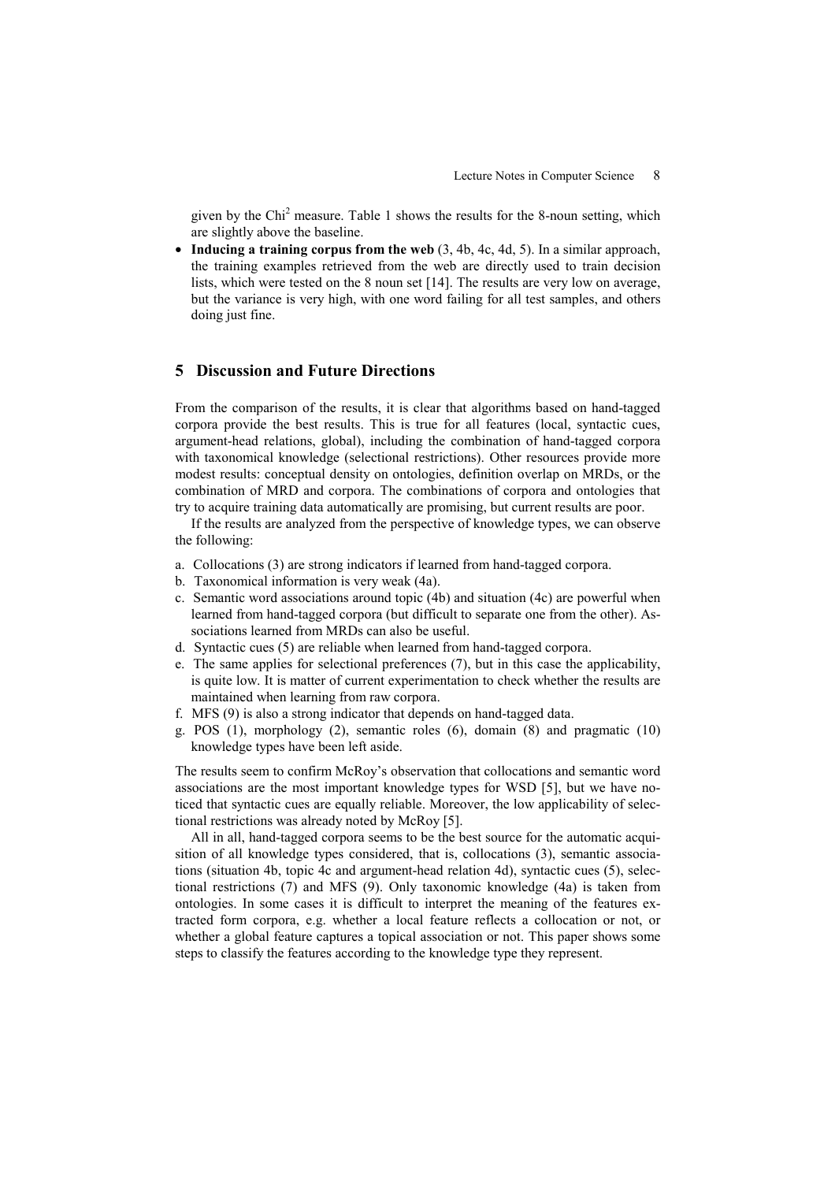given by the $Chi^2$ measure. Table 1 shows the results for the 8-noun setting, which are slightly above the baseline.

- **Inducing a training corpus from the web** (3, 4b, 4c, 4d, 5). In a similar approach, the training examples retrieved from the web are directly used to train decision lists, which were tested on the 8 noun set [14]. The results are very low on average, but the variance is very high, with one word failing for all test samples, and others doing just fine.

## 5 Discussion and Future Directions

From the comparison of the results, it is clear that algorithms based on hand-tagged corpora provide the best results. This is true for all features (local, syntactic cues, argument-head relations, global), including the combination of hand-tagged corpora with taxonomical knowledge (selectional restrictions). Other resources provide more modest results: conceptual density on ontologies, definition overlap on MRDs, or the combination of MRD and corpora. The combinations of corpora and ontologies that try to acquire training data automatically are promising, but current results are poor.

If the results are analyzed from the perspective of knowledge types, we can observe the following:

a. Collocations (3) are strong indicators if learned from hand-tagged corpora.
b. Taxonomical information is very weak (4a).
c. Semantic word associations around topic (4b) and situation (4c) are powerful when learned from hand-tagged corpora (but difficult to separate one from the other). Associations learned from MRDs can also be useful.
d. Syntactic cues (5) are reliable when learned from hand-tagged corpora.
e. The same applies for selectional preferences (7), but in this case the applicability, is quite low. It is matter of current experimentation to check whether the results are maintained when learning from raw corpora.
f. MFS (9) is also a strong indicator that depends on hand-tagged data.
g. POS (1), morphology (2), semantic roles (6), domain (8) and pragmatic (10) knowledge types have been left aside.

The results seem to confirm McRoy's observation that collocations and semantic word associations are the most important knowledge types for WSD [5], but we have noticed that syntactic cues are equally reliable. Moreover, the low applicability of selectional restrictions was already noted by McRoy [5].

All in all, hand-tagged corpora seems to be the best source for the automatic acquisition of all knowledge types considered, that is, collocations (3), semantic associations (situation 4b, topic 4c and argument-head relation 4d), syntactic cues (5), selectional restrictions (7) and MFS (9). Only taxonomic knowledge (4a) is taken from ontologies. In some cases it is difficult to interpret the meaning of the features extracted form corpora, e.g. whether a local feature reflects a collocation or not, or whether a global feature captures a topical association or not. This paper shows some steps to classify the features according to the knowledge type they represent.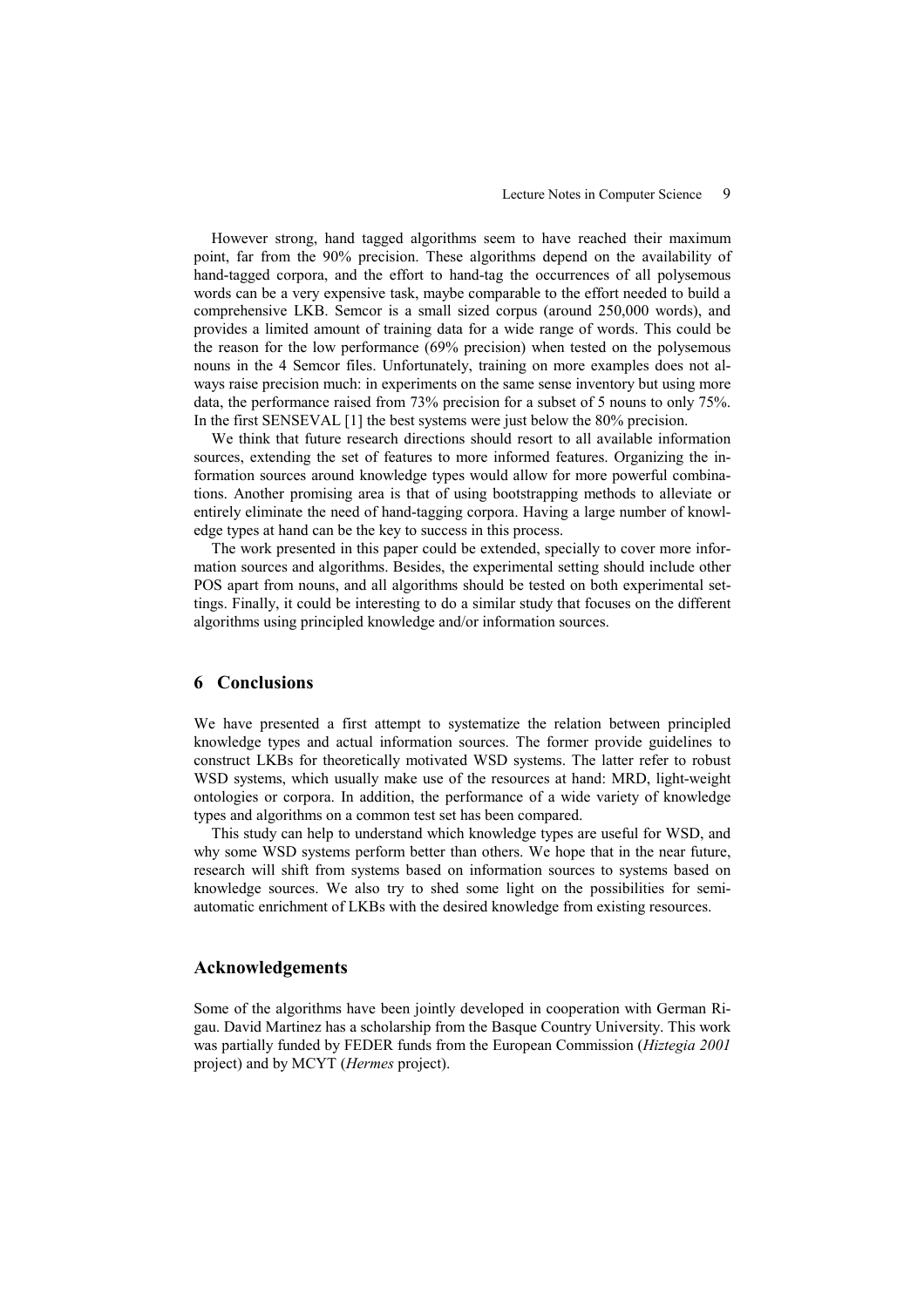However strong, hand tagged algorithms seem to have reached their maximum point, far from the 90% precision. These algorithms depend on the availability of hand-tagged corpora, and the effort to hand-tag the occurrences of all polysemous words can be a very expensive task, maybe comparable to the effort needed to build a comprehensive LKB. Semcor is a small sized corpus (around 250,000 words), and provides a limited amount of training data for a wide range of words. This could be the reason for the low performance (69% precision) when tested on the polysemous nouns in the 4 Semcor files. Unfortunately, training on more examples does not always raise precision much: in experiments on the same sense inventory but using more data, the performance raised from 73% precision for a subset of 5 nouns to only 75%. In the first SENSEVAL [1] the best systems were just below the 80% precision.

We think that future research directions should resort to all available information sources, extending the set of features to more informed features. Organizing the information sources around knowledge types would allow for more powerful combinations. Another promising area is that of using bootstrapping methods to alleviate or entirely eliminate the need of hand-tagging corpora. Having a large number of knowledge types at hand can be the key to success in this process.

The work presented in this paper could be extended, specially to cover more information sources and algorithms. Besides, the experimental setting should include other POS apart from nouns, and all algorithms should be tested on both experimental settings. Finally, it could be interesting to do a similar study that focuses on the different algorithms using principled knowledge and/or information sources.

## 6 Conclusions

We have presented a first attempt to systematize the relation between principled knowledge types and actual information sources. The former provide guidelines to construct LKBs for theoretically motivated WSD systems. The latter refer to robust WSD systems, which usually make use of the resources at hand: MRD, light-weight ontologies or corpora. In addition, the performance of a wide variety of knowledge types and algorithms on a common test set has been compared.

This study can help to understand which knowledge types are useful for WSD, and why some WSD systems perform better than others. We hope that in the near future, research will shift from systems based on information sources to systems based on knowledge sources. We also try to shed some light on the possibilities for semi-automatic enrichment of LKBs with the desired knowledge from existing resources.

## Acknowledgements

Some of the algorithms have been jointly developed in cooperation with German Rigau. David Martinez has a scholarship from the Basque Country University. This work was partially funded by FEDER funds from the European Commission (*Hiztegia 2001* project) and by MCYT (*Hermes* project).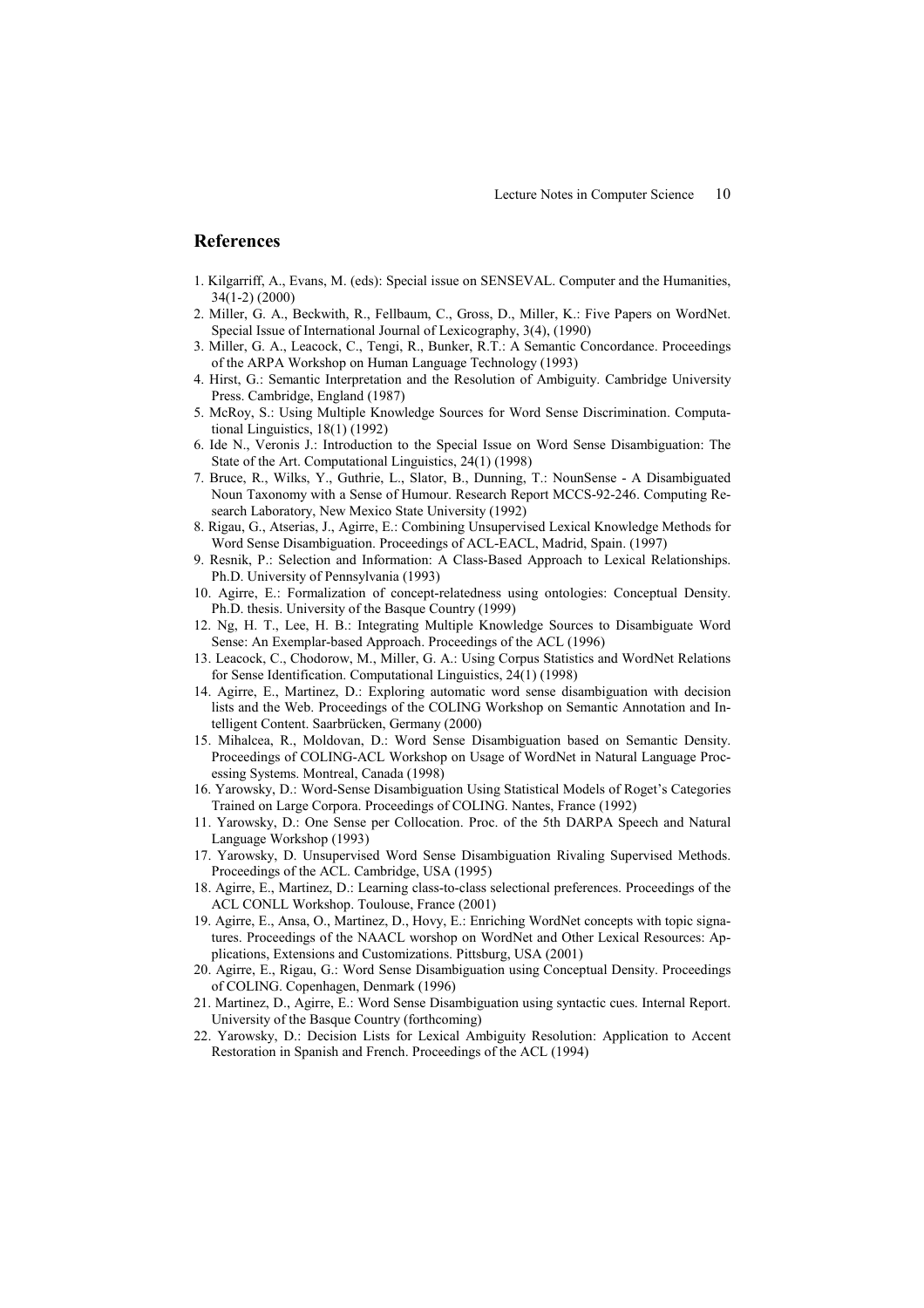## References

1. Kilgarriff, A., Evans, M. (eds): Special issue on SENSEVAL. Computer and the Humanities, 34(1-2) (2000)
2. Miller, G. A., Beckwith, R., Fellbaum, C., Gross, D., Miller, K.: Five Papers on WordNet. Special Issue of International Journal of Lexicography, 3(4), (1990)
3. Miller, G. A., Leacock, C., Tengi, R., Bunker, R.T.: A Semantic Concordance. Proceedings of the ARPA Workshop on Human Language Technology (1993)
4. Hirst, G.: Semantic Interpretation and the Resolution of Ambiguity. Cambridge University Press. Cambridge, England (1987)
5. McRoy, S.: Using Multiple Knowledge Sources for Word Sense Discrimination. Computational Linguistics, 18(1) (1992)
6. Ide N., Veronis J.: Introduction to the Special Issue on Word Sense Disambiguation: The State of the Art. Computational Linguistics, 24(1) (1998)
7. Bruce, R., Wilks, Y., Guthrie, L., Slator, B., Dunning, T.: NounSense - A Disambiguated Noun Taxonomy with a Sense of Humour. Research Report MCCS-92-246. Computing Research Laboratory, New Mexico State University (1992)
8. Rigau, G., Atserias, J., Agirre, E.: Combining Unsupervised Lexical Knowledge Methods for Word Sense Disambiguation. Proceedings of ACL-EACL, Madrid, Spain. (1997)
9. Resnik, P.: Selection and Information: A Class-Based Approach to Lexical Relationships. Ph.D. University of Pennsylvania (1993)
10. Agirre, E.: Formalization of concept-relatedness using ontologies: Conceptual Density. Ph.D. thesis. University of the Basque Country (1999)
12. Ng, H. T., Lee, H. B.: Integrating Multiple Knowledge Sources to Disambiguate Word Sense: An Exemplar-based Approach. Proceedings of the ACL (1996)
13. Leacock, C., Chodorow, M., Miller, G. A.: Using Corpus Statistics and WordNet Relations for Sense Identification. Computational Linguistics, 24(1) (1998)
14. Agirre, E., Martinez, D.: Exploring automatic word sense disambiguation with decision lists and the Web. Proceedings of the COLING Workshop on Semantic Annotation and Intelligent Content. Saarbrücken, Germany (2000)
15. Mihalcea, R., Moldovan, D.: Word Sense Disambiguation based on Semantic Density. Proceedings of COLING-ACL Workshop on Usage of WordNet in Natural Language Processing Systems. Montreal, Canada (1998)
16. Yarowsky, D.: Word-Sense Disambiguation Using Statistical Models of Roget's Categories Trained on Large Corpora. Proceedings of COLING. Nantes, France (1992)
11. Yarowsky, D.: One Sense per Collocation. Proc. of the 5th DARPA Speech and Natural Language Workshop (1993)
17. Yarowsky, D. Unsupervised Word Sense Disambiguation Rivaling Supervised Methods. Proceedings of the ACL. Cambridge, USA (1995)
18. Agirre, E., Martinez, D.: Learning class-to-class selectional preferences. Proceedings of the ACL CONLL Workshop. Toulouse, France (2001)
19. Agirre, E., Ansa, O., Martinez, D., Hovy, E.: Enriching WordNet concepts with topic signatures. Proceedings of the NAACL worshop on WordNet and Other Lexical Resources: Applications, Extensions and Customizations. Pittsburg, USA (2001)
20. Agirre, E., Rigau, G.: Word Sense Disambiguation using Conceptual Density. Proceedings of COLING. Copenhagen, Denmark (1996)
21. Martinez, D., Agirre, E.: Word Sense Disambiguation using syntactic cues. Internal Report. University of the Basque Country (forthcoming)
22. Yarowsky, D.: Decision Lists for Lexical Ambiguity Resolution: Application to Accent Restoration in Spanish and French. Proceedings of the ACL (1994)